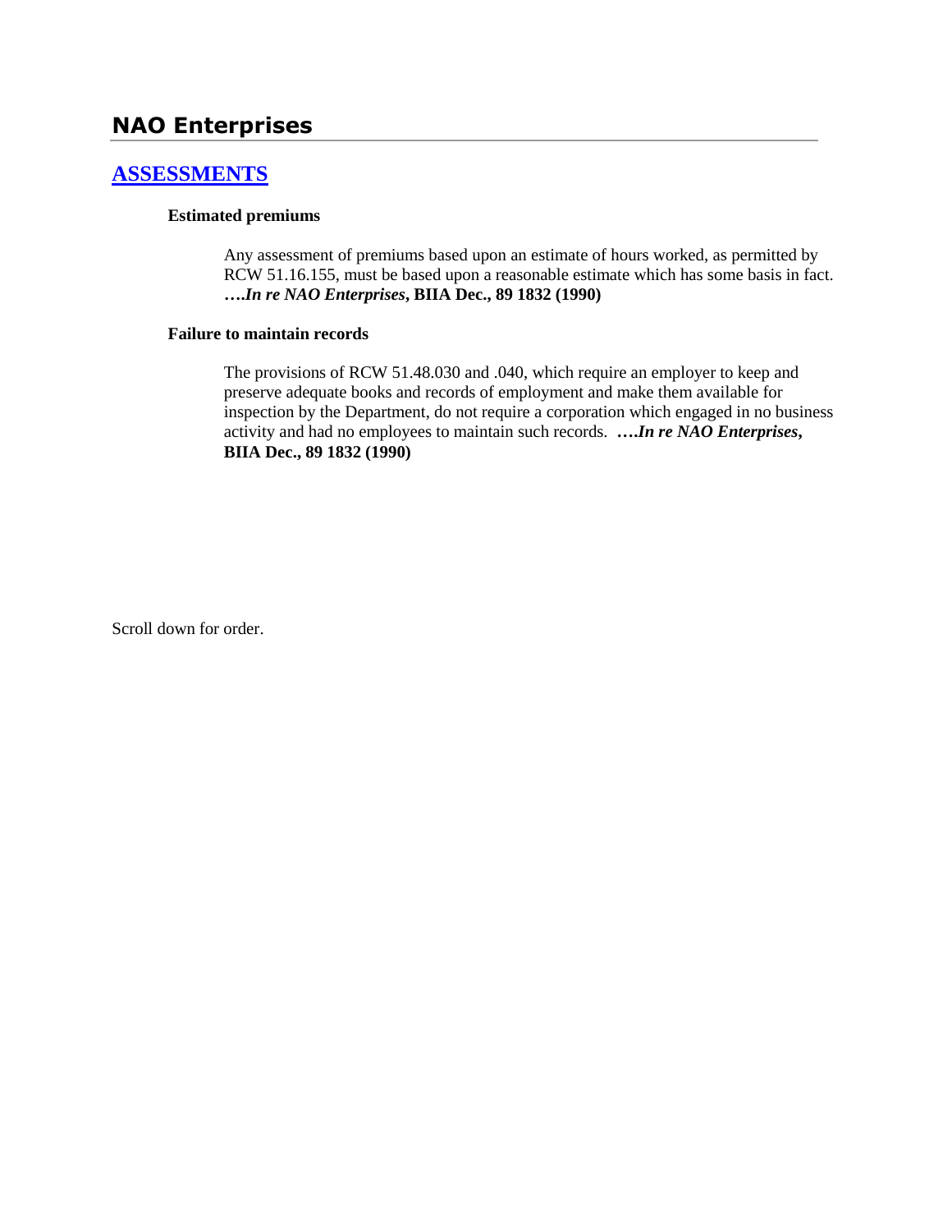# NAO Enterprises

## [ASSESSMENTS]

### Estimated premiums

Any assessment of premiums based upon an estimate of hours worked, as permitted by RCW 51.16.155, must be based upon a reasonable estimate which has some basis in fact. **….*In re NAO Enterprises*, BIIA Dec., 89 1832 (1990)**

### Failure to maintain records

The provisions of RCW 51.48.030 and .040, which require an employer to keep and preserve adequate books and records of employment and make them available for inspection by the Department, do not require a corporation which engaged in no business activity and had no employees to maintain such records. **….*In re NAO Enterprises*, BIIA Dec., 89 1832 (1990)**

Scroll down for order.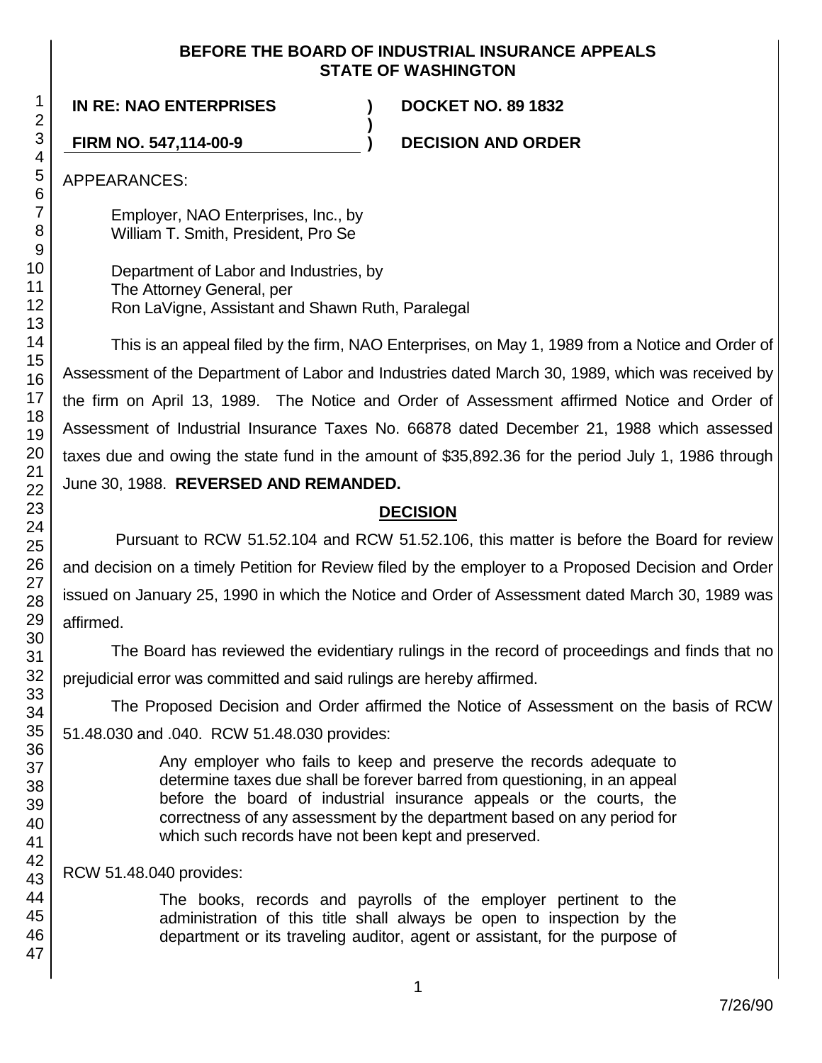**BEFORE THE BOARD OF INDUSTRIAL INSURANCE APPEALS STATE OF WASHINGTON**

| | | |
|---|---|---|
| **IN RE: NAO ENTERPRISES** | **)** | **DOCKET NO. 89 1832** |
| | **)** | |
| **FIRM NO. 547,114-00-9** | **)** | **DECISION AND ORDER** |

APPEARANCES:

Employer, NAO Enterprises, Inc., by
William T. Smith, President, Pro Se

Department of Labor and Industries, by
The Attorney General, per
Ron LaVigne, Assistant and Shawn Ruth, Paralegal

This is an appeal filed by the firm, NAO Enterprises, on May 1, 1989 from a Notice and Order of Assessment of the Department of Labor and Industries dated March 30, 1989, which was received by the firm on April 13, 1989. The Notice and Order of Assessment affirmed Notice and Order of Assessment of Industrial Insurance Taxes No. 66878 dated December 21, 1988 which assessed taxes due and owing the state fund in the amount of $35,892.36 for the period July 1, 1986 through June 30, 1988. **REVERSED AND REMANDED.**

## DECISION

Pursuant to RCW 51.52.104 and RCW 51.52.106, this matter is before the Board for review and decision on a timely Petition for Review filed by the employer to a Proposed Decision and Order issued on January 25, 1990 in which the Notice and Order of Assessment dated March 30, 1989 was affirmed.

The Board has reviewed the evidentiary rulings in the record of proceedings and finds that no prejudicial error was committed and said rulings are hereby affirmed.

The Proposed Decision and Order affirmed the Notice of Assessment on the basis of RCW 51.48.030 and .040. RCW 51.48.030 provides:

> Any employer who fails to keep and preserve the records adequate to determine taxes due shall be forever barred from questioning, in an appeal before the board of industrial insurance appeals or the courts, the correctness of any assessment by the department based on any period for which such records have not been kept and preserved.

RCW 51.48.040 provides:

> The books, records and payrolls of the employer pertinent to the administration of this title shall always be open to inspection by the department or its traveling auditor, agent or assistant, for the purpose of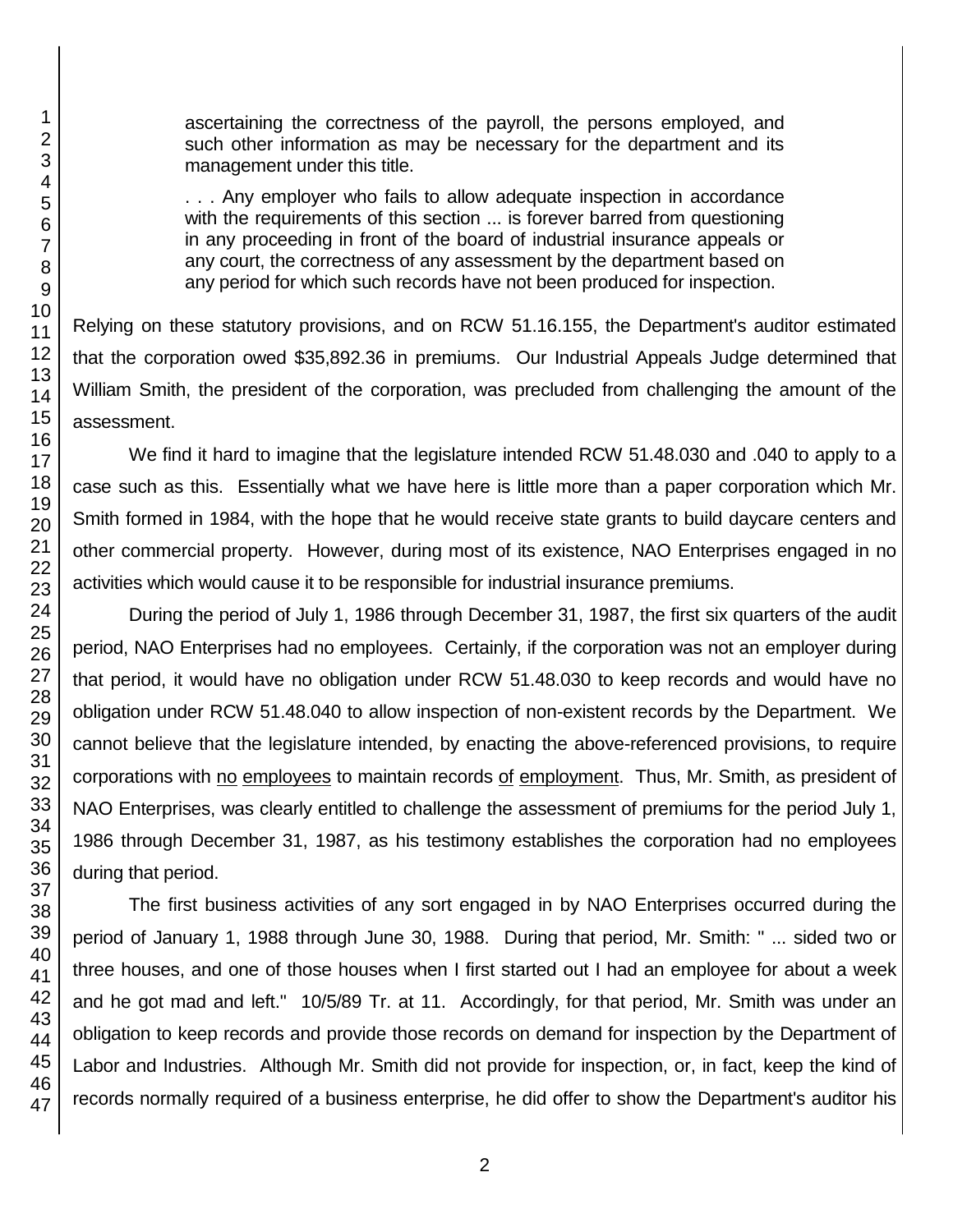> ascertaining the correctness of the payroll, the persons employed, and such other information as may be necessary for the department and its management under this title.
>
> . . . Any employer who fails to allow adequate inspection in accordance with the requirements of this section ... is forever barred from questioning in any proceeding in front of the board of industrial insurance appeals or any court, the correctness of any assessment by the department based on any period for which such records have not been produced for inspection.

Relying on these statutory provisions, and on RCW 51.16.155, the Department's auditor estimated that the corporation owed $35,892.36 in premiums. Our Industrial Appeals Judge determined that William Smith, the president of the corporation, was precluded from challenging the amount of the assessment.

We find it hard to imagine that the legislature intended RCW 51.48.030 and .040 to apply to a case such as this. Essentially what we have here is little more than a paper corporation which Mr. Smith formed in 1984, with the hope that he would receive state grants to build daycare centers and other commercial property. However, during most of its existence, NAO Enterprises engaged in no activities which would cause it to be responsible for industrial insurance premiums.

During the period of July 1, 1986 through December 31, 1987, the first six quarters of the audit period, NAO Enterprises had no employees. Certainly, if the corporation was not an employer during that period, it would have no obligation under RCW 51.48.030 to keep records and would have no obligation under RCW 51.48.040 to allow inspection of non-existent records by the Department. We cannot believe that the legislature intended, by enacting the above-referenced provisions, to require corporations with <u>no</u> <u>employees</u> to maintain records <u>of</u> <u>employment</u>. Thus, Mr. Smith, as president of NAO Enterprises, was clearly entitled to challenge the assessment of premiums for the period July 1, 1986 through December 31, 1987, as his testimony establishes the corporation had no employees during that period.

The first business activities of any sort engaged in by NAO Enterprises occurred during the period of January 1, 1988 through June 30, 1988. During that period, Mr. Smith: " ... sided two or three houses, and one of those houses when I first started out I had an employee for about a week and he got mad and left." 10/5/89 Tr. at 11. Accordingly, for that period, Mr. Smith was under an obligation to keep records and provide those records on demand for inspection by the Department of Labor and Industries. Although Mr. Smith did not provide for inspection, or, in fact, keep the kind of records normally required of a business enterprise, he did offer to show the Department's auditor his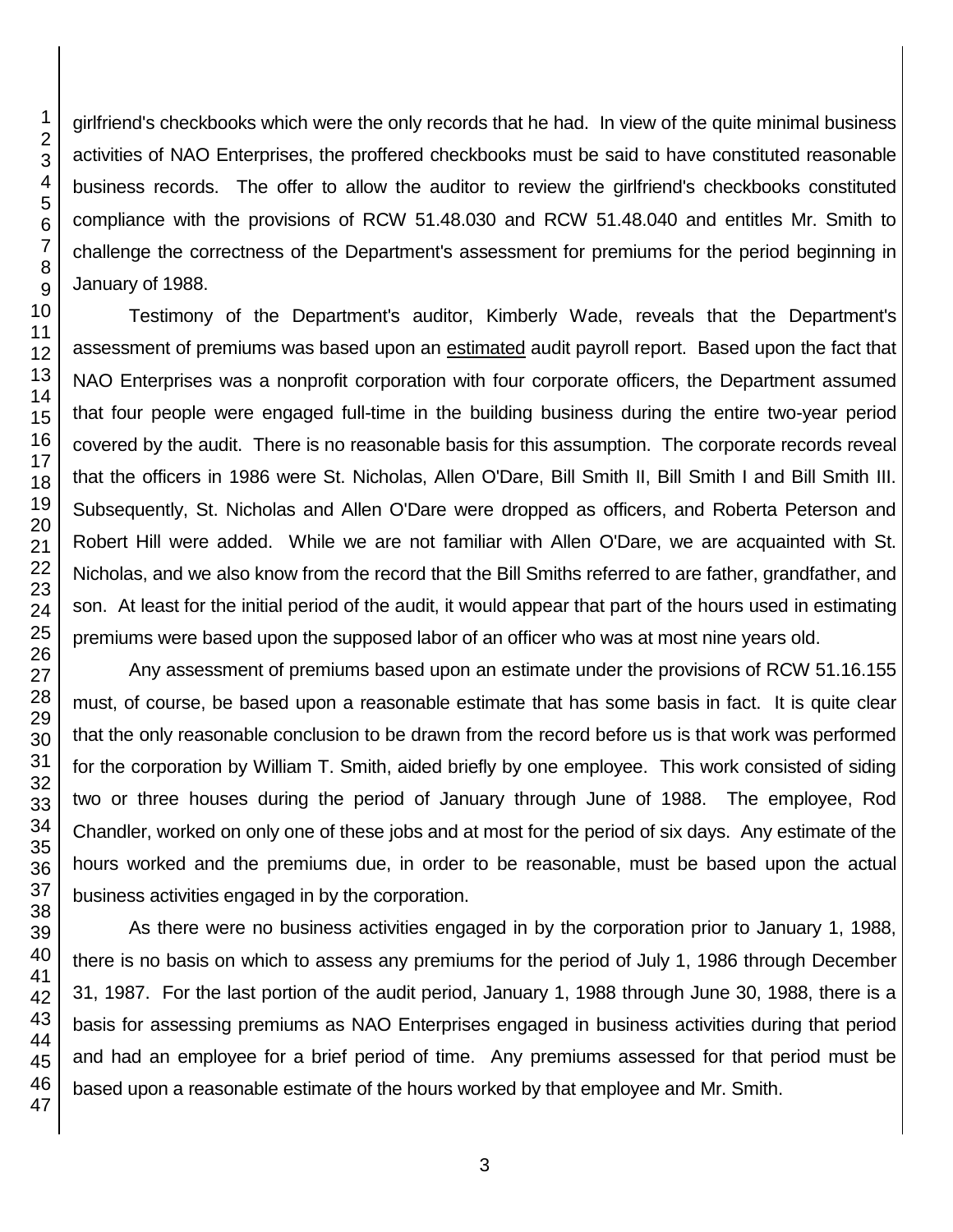girlfriend's checkbooks which were the only records that he had. In view of the quite minimal business activities of NAO Enterprises, the proffered checkbooks must be said to have constituted reasonable business records. The offer to allow the auditor to review the girlfriend's checkbooks constituted compliance with the provisions of RCW 51.48.030 and RCW 51.48.040 and entitles Mr. Smith to challenge the correctness of the Department's assessment for premiums for the period beginning in January of 1988.

Testimony of the Department's auditor, Kimberly Wade, reveals that the Department's assessment of premiums was based upon an estimated audit payroll report. Based upon the fact that NAO Enterprises was a nonprofit corporation with four corporate officers, the Department assumed that four people were engaged full-time in the building business during the entire two-year period covered by the audit. There is no reasonable basis for this assumption. The corporate records reveal that the officers in 1986 were St. Nicholas, Allen O'Dare, Bill Smith II, Bill Smith I and Bill Smith III. Subsequently, St. Nicholas and Allen O'Dare were dropped as officers, and Roberta Peterson and Robert Hill were added. While we are not familiar with Allen O'Dare, we are acquainted with St. Nicholas, and we also know from the record that the Bill Smiths referred to are father, grandfather, and son. At least for the initial period of the audit, it would appear that part of the hours used in estimating premiums were based upon the supposed labor of an officer who was at most nine years old.

Any assessment of premiums based upon an estimate under the provisions of RCW 51.16.155 must, of course, be based upon a reasonable estimate that has some basis in fact. It is quite clear that the only reasonable conclusion to be drawn from the record before us is that work was performed for the corporation by William T. Smith, aided briefly by one employee. This work consisted of siding two or three houses during the period of January through June of 1988. The employee, Rod Chandler, worked on only one of these jobs and at most for the period of six days. Any estimate of the hours worked and the premiums due, in order to be reasonable, must be based upon the actual business activities engaged in by the corporation.

As there were no business activities engaged in by the corporation prior to January 1, 1988, there is no basis on which to assess any premiums for the period of July 1, 1986 through December 31, 1987. For the last portion of the audit period, January 1, 1988 through June 30, 1988, there is a basis for assessing premiums as NAO Enterprises engaged in business activities during that period and had an employee for a brief period of time. Any premiums assessed for that period must be based upon a reasonable estimate of the hours worked by that employee and Mr. Smith.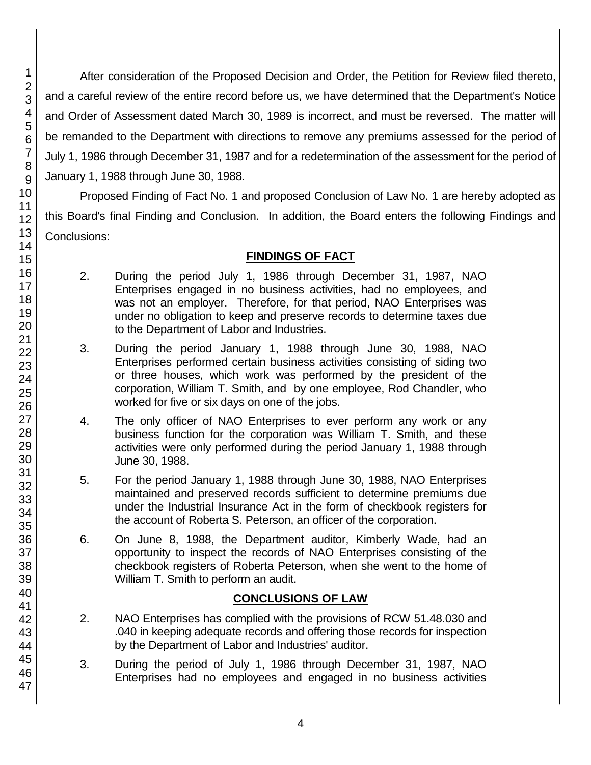After consideration of the Proposed Decision and Order, the Petition for Review filed thereto, and a careful review of the entire record before us, we have determined that the Department's Notice and Order of Assessment dated March 30, 1989 is incorrect, and must be reversed. The matter will be remanded to the Department with directions to remove any premiums assessed for the period of July 1, 1986 through December 31, 1987 and for a redetermination of the assessment for the period of January 1, 1988 through June 30, 1988.

Proposed Finding of Fact No. 1 and proposed Conclusion of Law No. 1 are hereby adopted as this Board's final Finding and Conclusion. In addition, the Board enters the following Findings and Conclusions:

## FINDINGS OF FACT

2. During the period July 1, 1986 through December 31, 1987, NAO Enterprises engaged in no business activities, had no employees, and was not an employer. Therefore, for that period, NAO Enterprises was under no obligation to keep and preserve records to determine taxes due to the Department of Labor and Industries.

3. During the period January 1, 1988 through June 30, 1988, NAO Enterprises performed certain business activities consisting of siding two or three houses, which work was performed by the president of the corporation, William T. Smith, and by one employee, Rod Chandler, who worked for five or six days on one of the jobs.

4. The only officer of NAO Enterprises to ever perform any work or any business function for the corporation was William T. Smith, and these activities were only performed during the period January 1, 1988 through June 30, 1988.

5. For the period January 1, 1988 through June 30, 1988, NAO Enterprises maintained and preserved records sufficient to determine premiums due under the Industrial Insurance Act in the form of checkbook registers for the account of Roberta S. Peterson, an officer of the corporation.

6. On June 8, 1988, the Department auditor, Kimberly Wade, had an opportunity to inspect the records of NAO Enterprises consisting of the checkbook registers of Roberta Peterson, when she went to the home of William T. Smith to perform an audit.

## CONCLUSIONS OF LAW

2. NAO Enterprises has complied with the provisions of RCW 51.48.030 and .040 in keeping adequate records and offering those records for inspection by the Department of Labor and Industries' auditor.

3. During the period of July 1, 1986 through December 31, 1987, NAO Enterprises had no employees and engaged in no business activities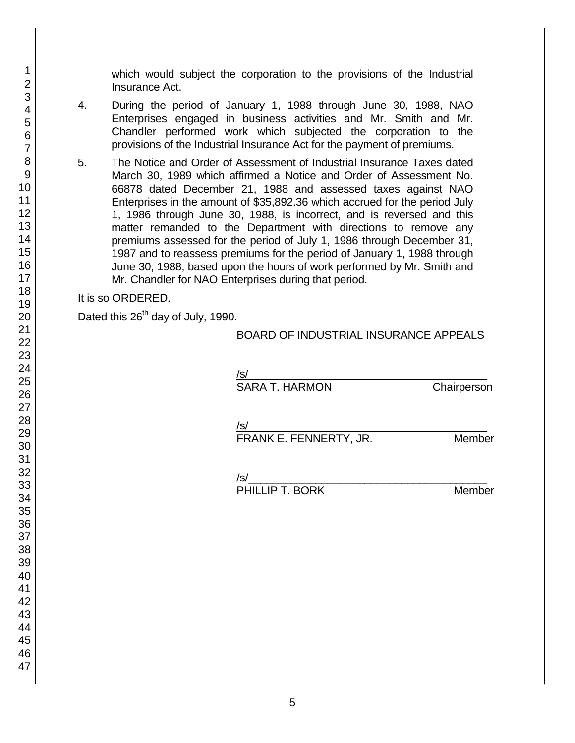which would subject the corporation to the provisions of the Industrial Insurance Act.

4. During the period of January 1, 1988 through June 30, 1988, NAO Enterprises engaged in business activities and Mr. Smith and Mr. Chandler performed work which subjected the corporation to the provisions of the Industrial Insurance Act for the payment of premiums.

5. The Notice and Order of Assessment of Industrial Insurance Taxes dated March 30, 1989 which affirmed a Notice and Order of Assessment No. 66878 dated December 21, 1988 and assessed taxes against NAO Enterprises in the amount of $35,892.36 which accrued for the period July 1, 1986 through June 30, 1988, is incorrect, and is reversed and this matter remanded to the Department with directions to remove any premiums assessed for the period of July 1, 1986 through December 31, 1987 and to reassess premiums for the period of January 1, 1988 through June 30, 1988, based upon the hours of work performed by Mr. Smith and Mr. Chandler for NAO Enterprises during that period.

It is so ORDERED.

Dated this 26th day of July, 1990.

BOARD OF INDUSTRIAL INSURANCE APPEALS

/s/
SARA T. HARMON Chairperson

/s/
FRANK E. FENNERTY, JR. Member

/s/
PHILLIP T. BORK Member